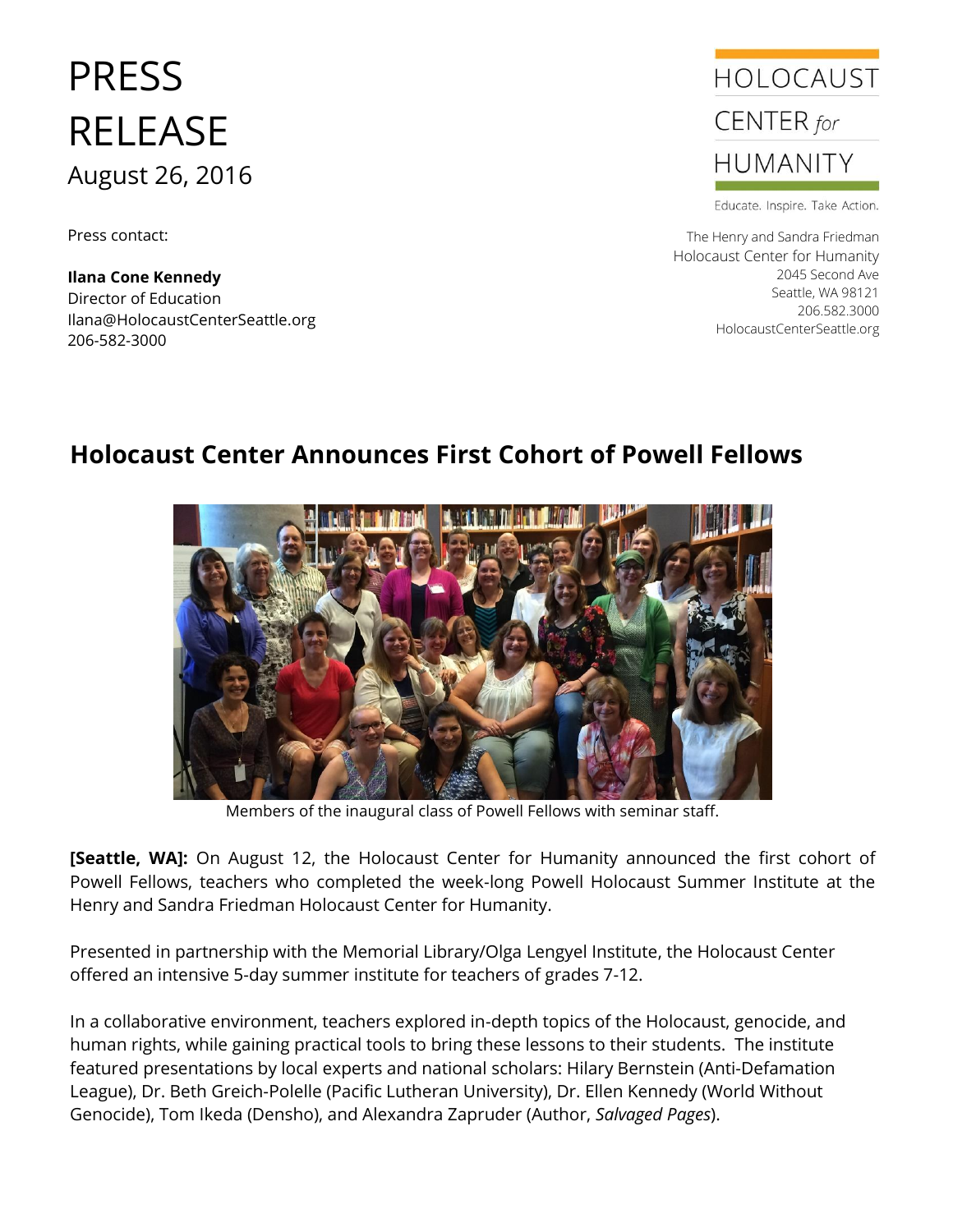# PRESS RELEASE

August 26, 2016

Press contact:

**Ilana Cone Kennedy**
Director of Education
Ilana@HolocaustCenterSeattle.org
206-582-3000

HOLOCAUST CENTER *for* HUMANITY

Educate. Inspire. Take Action.

The Henry and Sandra Friedman
Holocaust Center for Humanity
2045 Second Ave
Seattle, WA 98121
206.582.3000
HolocaustCenterSeattle.org

## Holocaust Center Announces First Cohort of Powell Fellows

Members of the inaugural class of Powell Fellows with seminar staff.

**[Seattle, WA]:** On August 12, the Holocaust Center for Humanity announced the first cohort of Powell Fellows, teachers who completed the week-long Powell Holocaust Summer Institute at the Henry and Sandra Friedman Holocaust Center for Humanity.

Presented in partnership with the Memorial Library/Olga Lengyel Institute, the Holocaust Center offered an intensive 5-day summer institute for teachers of grades 7-12.

In a collaborative environment, teachers explored in-depth topics of the Holocaust, genocide, and human rights, while gaining practical tools to bring these lessons to their students. The institute featured presentations by local experts and national scholars: Hilary Bernstein (Anti-Defamation League), Dr. Beth Greich-Polelle (Pacific Lutheran University), Dr. Ellen Kennedy (World Without Genocide), Tom Ikeda (Densho), and Alexandra Zapruder (Author, *Salvaged Pages*).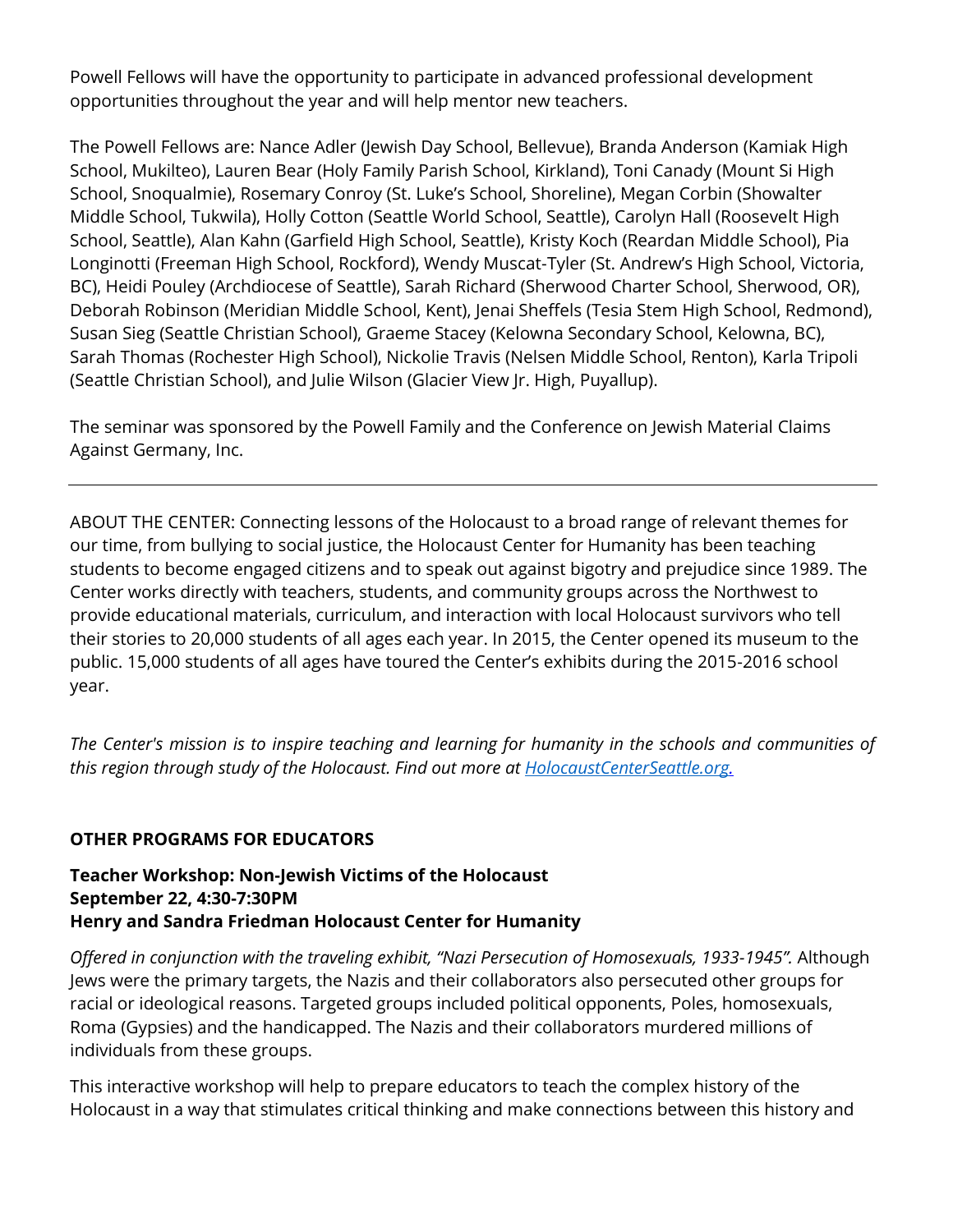Powell Fellows will have the opportunity to participate in advanced professional development opportunities throughout the year and will help mentor new teachers.

The Powell Fellows are: Nance Adler (Jewish Day School, Bellevue), Branda Anderson (Kamiak High School, Mukilteo), Lauren Bear (Holy Family Parish School, Kirkland), Toni Canady (Mount Si High School, Snoqualmie), Rosemary Conroy (St. Luke's School, Shoreline), Megan Corbin (Showalter Middle School, Tukwila), Holly Cotton (Seattle World School, Seattle), Carolyn Hall (Roosevelt High School, Seattle), Alan Kahn (Garfield High School, Seattle), Kristy Koch (Reardan Middle School), Pia Longinotti (Freeman High School, Rockford), Wendy Muscat-Tyler (St. Andrew's High School, Victoria, BC), Heidi Pouley (Archdiocese of Seattle), Sarah Richard (Sherwood Charter School, Sherwood, OR), Deborah Robinson (Meridian Middle School, Kent), Jenai Sheffels (Tesia Stem High School, Redmond), Susan Sieg (Seattle Christian School), Graeme Stacey (Kelowna Secondary School, Kelowna, BC), Sarah Thomas (Rochester High School), Nickolie Travis (Nelsen Middle School, Renton), Karla Tripoli (Seattle Christian School), and Julie Wilson (Glacier View Jr. High, Puyallup).

The seminar was sponsored by the Powell Family and the Conference on Jewish Material Claims Against Germany, Inc.

---

ABOUT THE CENTER: Connecting lessons of the Holocaust to a broad range of relevant themes for our time, from bullying to social justice, the Holocaust Center for Humanity has been teaching students to become engaged citizens and to speak out against bigotry and prejudice since 1989. The Center works directly with teachers, students, and community groups across the Northwest to provide educational materials, curriculum, and interaction with local Holocaust survivors who tell their stories to 20,000 students of all ages each year. In 2015, the Center opened its museum to the public. 15,000 students of all ages have toured the Center's exhibits during the 2015-2016 school year.

*The Center's mission is to inspire teaching and learning for humanity in the schools and communities of this region through study of the Holocaust. Find out more at [HolocaustCenterSeattle.org.](HolocaustCenterSeattle.org)*

**OTHER PROGRAMS FOR EDUCATORS**

**Teacher Workshop: Non-Jewish Victims of the Holocaust**
**September 22, 4:30-7:30PM**
**Henry and Sandra Friedman Holocaust Center for Humanity**

*Offered in conjunction with the traveling exhibit, "Nazi Persecution of Homosexuals, 1933-1945".* Although Jews were the primary targets, the Nazis and their collaborators also persecuted other groups for racial or ideological reasons. Targeted groups included political opponents, Poles, homosexuals, Roma (Gypsies) and the handicapped. The Nazis and their collaborators murdered millions of individuals from these groups.

This interactive workshop will help to prepare educators to teach the complex history of the Holocaust in a way that stimulates critical thinking and make connections between this history and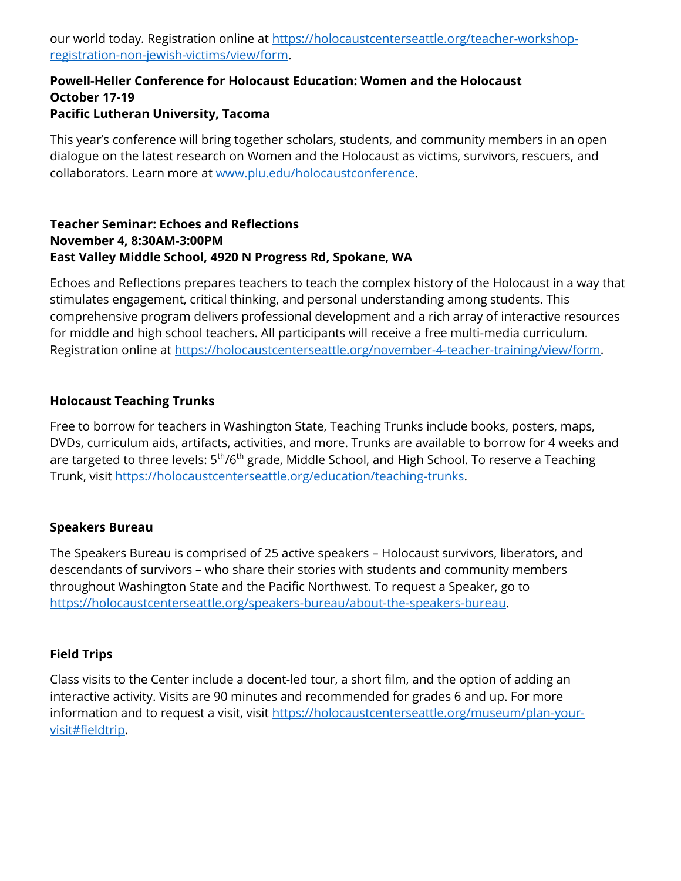our world today. Registration online at https://holocaustcenterseattle.org/teacher-workshop-registration-non-jewish-victims/view/form.

**Powell-Heller Conference for Holocaust Education: Women and the Holocaust**
**October 17-19**
**Pacific Lutheran University, Tacoma**

This year's conference will bring together scholars, students, and community members in an open dialogue on the latest research on Women and the Holocaust as victims, survivors, rescuers, and collaborators. Learn more at www.plu.edu/holocaustconference.

**Teacher Seminar: Echoes and Reflections**
**November 4, 8:30AM-3:00PM**
**East Valley Middle School, 4920 N Progress Rd, Spokane, WA**

Echoes and Reflections prepares teachers to teach the complex history of the Holocaust in a way that stimulates engagement, critical thinking, and personal understanding among students. This comprehensive program delivers professional development and a rich array of interactive resources for middle and high school teachers. All participants will receive a free multi-media curriculum. Registration online at https://holocaustcenterseattle.org/november-4-teacher-training/view/form.

**Holocaust Teaching Trunks**

Free to borrow for teachers in Washington State, Teaching Trunks include books, posters, maps, DVDs, curriculum aids, artifacts, activities, and more. Trunks are available to borrow for 4 weeks and are targeted to three levels: 5th/6th grade, Middle School, and High School. To reserve a Teaching Trunk, visit https://holocaustcenterseattle.org/education/teaching-trunks.

**Speakers Bureau**

The Speakers Bureau is comprised of 25 active speakers – Holocaust survivors, liberators, and descendants of survivors – who share their stories with students and community members throughout Washington State and the Pacific Northwest. To request a Speaker, go to https://holocaustcenterseattle.org/speakers-bureau/about-the-speakers-bureau.

**Field Trips**

Class visits to the Center include a docent-led tour, a short film, and the option of adding an interactive activity. Visits are 90 minutes and recommended for grades 6 and up. For more information and to request a visit, visit https://holocaustcenterseattle.org/museum/plan-your-visit#fieldtrip.